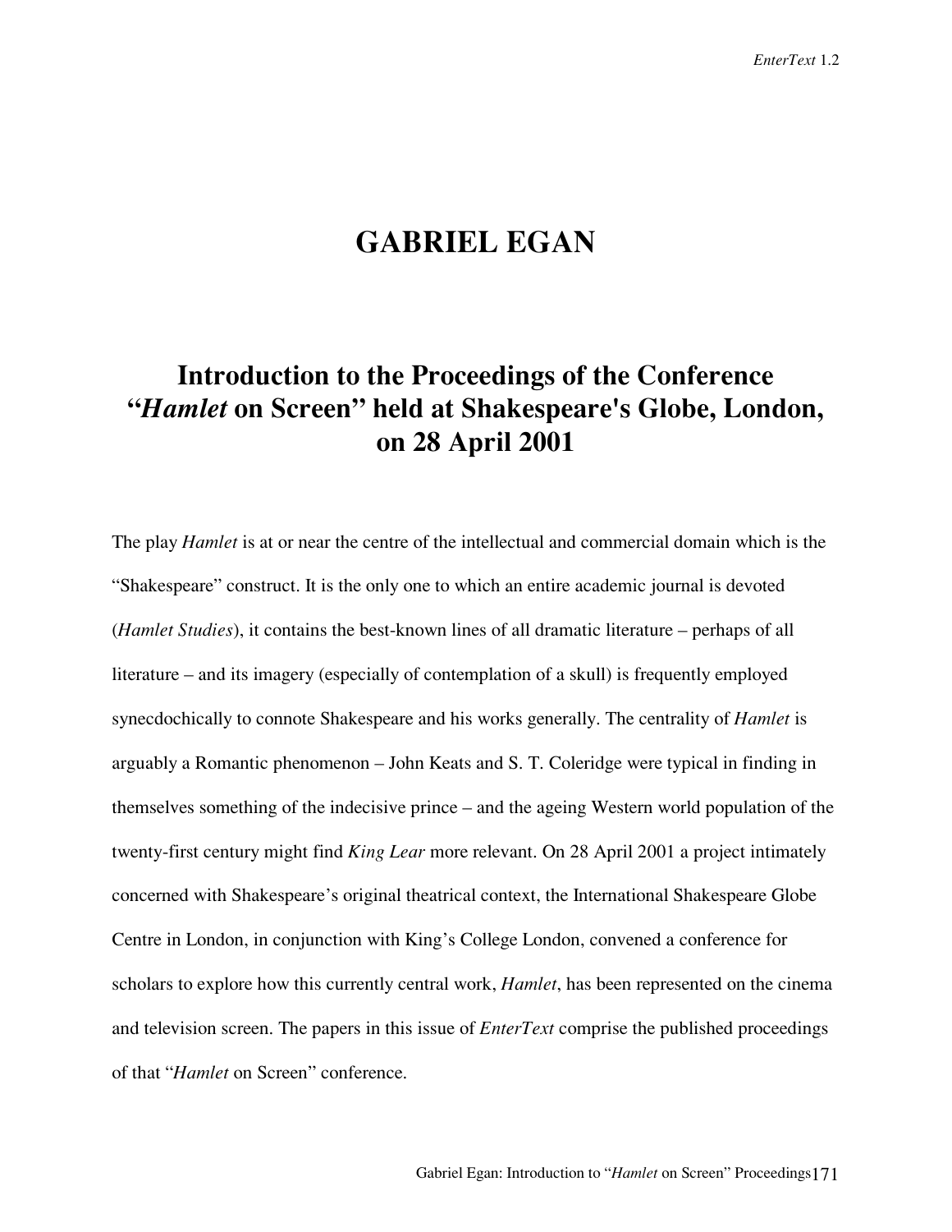# GABRIEL EGAN

## Introduction to the Proceedings of the Conference "*Hamlet* on Screen" held at Shakespeare's Globe, London, on 28 April 2001

The play *Hamlet* is at or near the centre of the intellectual and commercial domain which is the "Shakespeare" construct. It is the only one to which an entire academic journal is devoted (*Hamlet Studies*), it contains the best-known lines of all dramatic literature – perhaps of all literature – and its imagery (especially of contemplation of a skull) is frequently employed synecdochically to connote Shakespeare and his works generally. The centrality of *Hamlet* is arguably a Romantic phenomenon – John Keats and S. T. Coleridge were typical in finding in themselves something of the indecisive prince – and the ageing Western world population of the twenty-first century might find *King Lear* more relevant. On 28 April 2001 a project intimately concerned with Shakespeare's original theatrical context, the International Shakespeare Globe Centre in London, in conjunction with King's College London, convened a conference for scholars to explore how this currently central work, *Hamlet*, has been represented on the cinema and television screen. The papers in this issue of *EnterText* comprise the published proceedings of that "*Hamlet* on Screen" conference.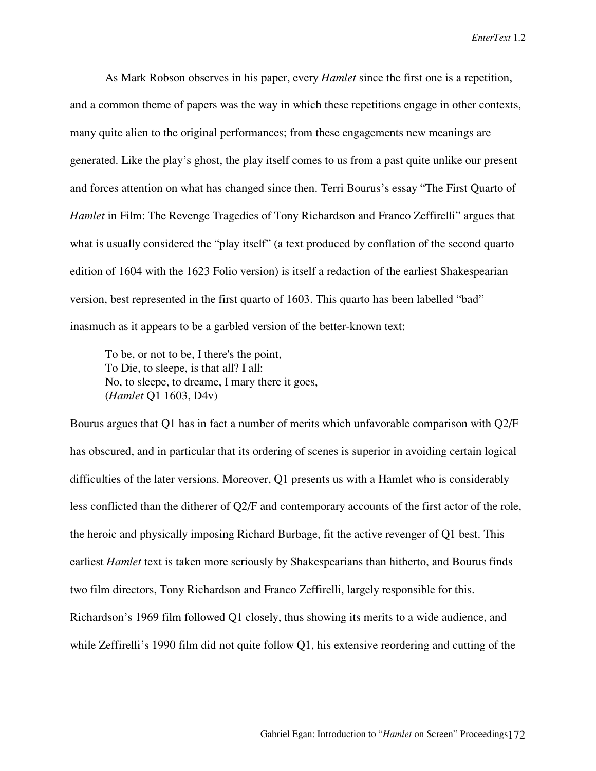As Mark Robson observes in his paper, every *Hamlet* since the first one is a repetition, and a common theme of papers was the way in which these repetitions engage in other contexts, many quite alien to the original performances; from these engagements new meanings are generated. Like the play's ghost, the play itself comes to us from a past quite unlike our present and forces attention on what has changed since then. Terri Bourus's essay "The First Quarto of *Hamlet* in Film: The Revenge Tragedies of Tony Richardson and Franco Zeffirelli" argues that what is usually considered the "play itself" (a text produced by conflation of the second quarto edition of 1604 with the 1623 Folio version) is itself a redaction of the earliest Shakespearian version, best represented in the first quarto of 1603. This quarto has been labelled "bad" inasmuch as it appears to be a garbled version of the better-known text:

> To be, or not to be, I there's the point,
> To Die, to sleepe, is that all? I all:
> No, to sleepe, to dreame, I mary there it goes,
> (*Hamlet* Q1 1603, D4v)

Bourus argues that Q1 has in fact a number of merits which unfavorable comparison with Q2/F has obscured, and in particular that its ordering of scenes is superior in avoiding certain logical difficulties of the later versions. Moreover, Q1 presents us with a Hamlet who is considerably less conflicted than the ditherer of Q2/F and contemporary accounts of the first actor of the role, the heroic and physically imposing Richard Burbage, fit the active revenger of Q1 best. This earliest *Hamlet* text is taken more seriously by Shakespearians than hitherto, and Bourus finds two film directors, Tony Richardson and Franco Zeffirelli, largely responsible for this. Richardson's 1969 film followed Q1 closely, thus showing its merits to a wide audience, and while Zeffirelli's 1990 film did not quite follow Q1, his extensive reordering and cutting of the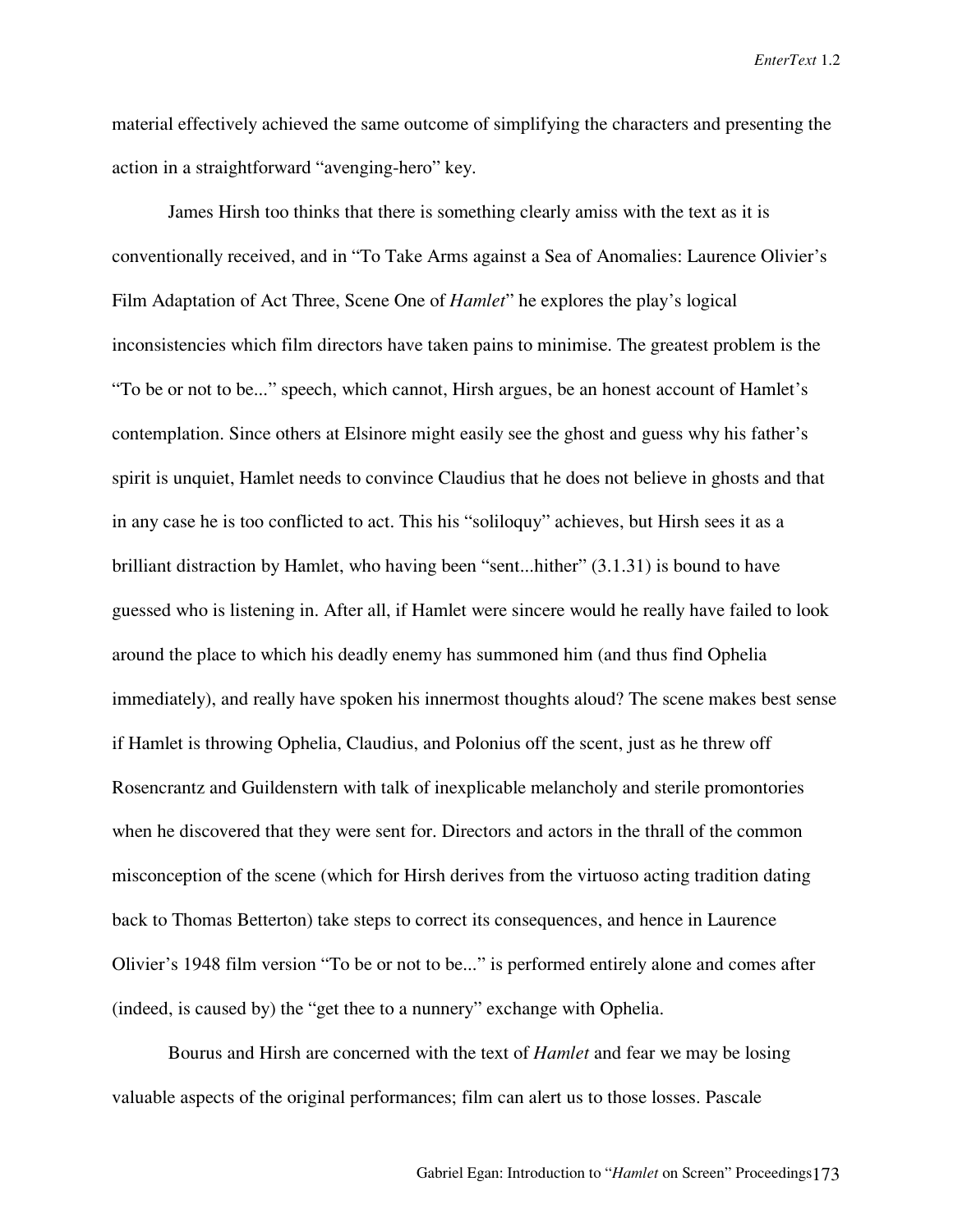material effectively achieved the same outcome of simplifying the characters and presenting the action in a straightforward "avenging-hero" key.

James Hirsh too thinks that there is something clearly amiss with the text as it is conventionally received, and in "To Take Arms against a Sea of Anomalies: Laurence Olivier's Film Adaptation of Act Three, Scene One of *Hamlet*" he explores the play's logical inconsistencies which film directors have taken pains to minimise. The greatest problem is the "To be or not to be..." speech, which cannot, Hirsh argues, be an honest account of Hamlet's contemplation. Since others at Elsinore might easily see the ghost and guess why his father's spirit is unquiet, Hamlet needs to convince Claudius that he does not believe in ghosts and that in any case he is too conflicted to act. This his "soliloquy" achieves, but Hirsh sees it as a brilliant distraction by Hamlet, who having been "sent...hither" (3.1.31) is bound to have guessed who is listening in. After all, if Hamlet were sincere would he really have failed to look around the place to which his deadly enemy has summoned him (and thus find Ophelia immediately), and really have spoken his innermost thoughts aloud? The scene makes best sense if Hamlet is throwing Ophelia, Claudius, and Polonius off the scent, just as he threw off Rosencrantz and Guildenstern with talk of inexplicable melancholy and sterile promontories when he discovered that they were sent for. Directors and actors in the thrall of the common misconception of the scene (which for Hirsh derives from the virtuoso acting tradition dating back to Thomas Betterton) take steps to correct its consequences, and hence in Laurence Olivier's 1948 film version "To be or not to be..." is performed entirely alone and comes after (indeed, is caused by) the "get thee to a nunnery" exchange with Ophelia.

Bourus and Hirsh are concerned with the text of *Hamlet* and fear we may be losing valuable aspects of the original performances; film can alert us to those losses. Pascale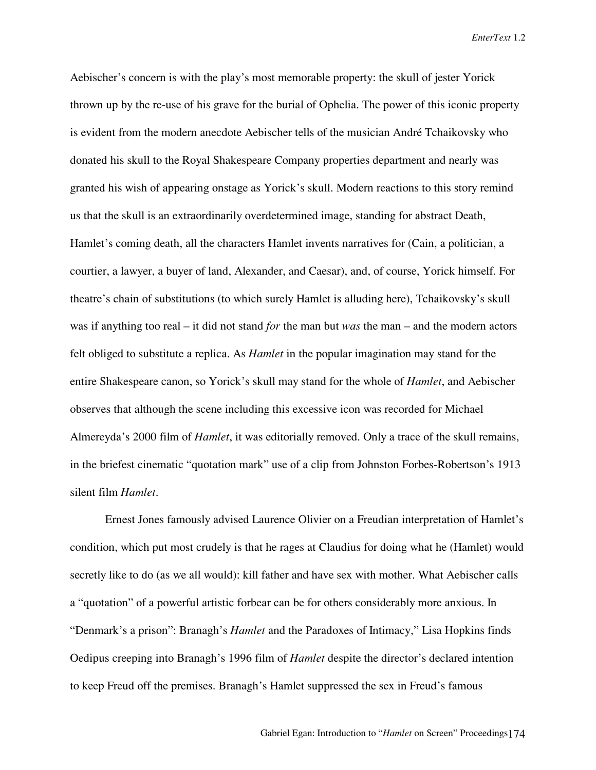Aebischer's concern is with the play's most memorable property: the skull of jester Yorick thrown up by the re-use of his grave for the burial of Ophelia. The power of this iconic property is evident from the modern anecdote Aebischer tells of the musician André Tchaikovsky who donated his skull to the Royal Shakespeare Company properties department and nearly was granted his wish of appearing onstage as Yorick's skull. Modern reactions to this story remind us that the skull is an extraordinarily overdetermined image, standing for abstract Death, Hamlet's coming death, all the characters Hamlet invents narratives for (Cain, a politician, a courtier, a lawyer, a buyer of land, Alexander, and Caesar), and, of course, Yorick himself. For theatre's chain of substitutions (to which surely Hamlet is alluding here), Tchaikovsky's skull was if anything too real – it did not stand *for* the man but *was* the man – and the modern actors felt obliged to substitute a replica. As *Hamlet* in the popular imagination may stand for the entire Shakespeare canon, so Yorick's skull may stand for the whole of *Hamlet*, and Aebischer observes that although the scene including this excessive icon was recorded for Michael Almereyda's 2000 film of *Hamlet*, it was editorially removed. Only a trace of the skull remains, in the briefest cinematic "quotation mark" use of a clip from Johnston Forbes-Robertson's 1913 silent film *Hamlet*.

Ernest Jones famously advised Laurence Olivier on a Freudian interpretation of Hamlet's condition, which put most crudely is that he rages at Claudius for doing what he (Hamlet) would secretly like to do (as we all would): kill father and have sex with mother. What Aebischer calls a "quotation" of a powerful artistic forbear can be for others considerably more anxious. In "Denmark's a prison": Branagh's *Hamlet* and the Paradoxes of Intimacy," Lisa Hopkins finds Oedipus creeping into Branagh's 1996 film of *Hamlet* despite the director's declared intention to keep Freud off the premises. Branagh's Hamlet suppressed the sex in Freud's famous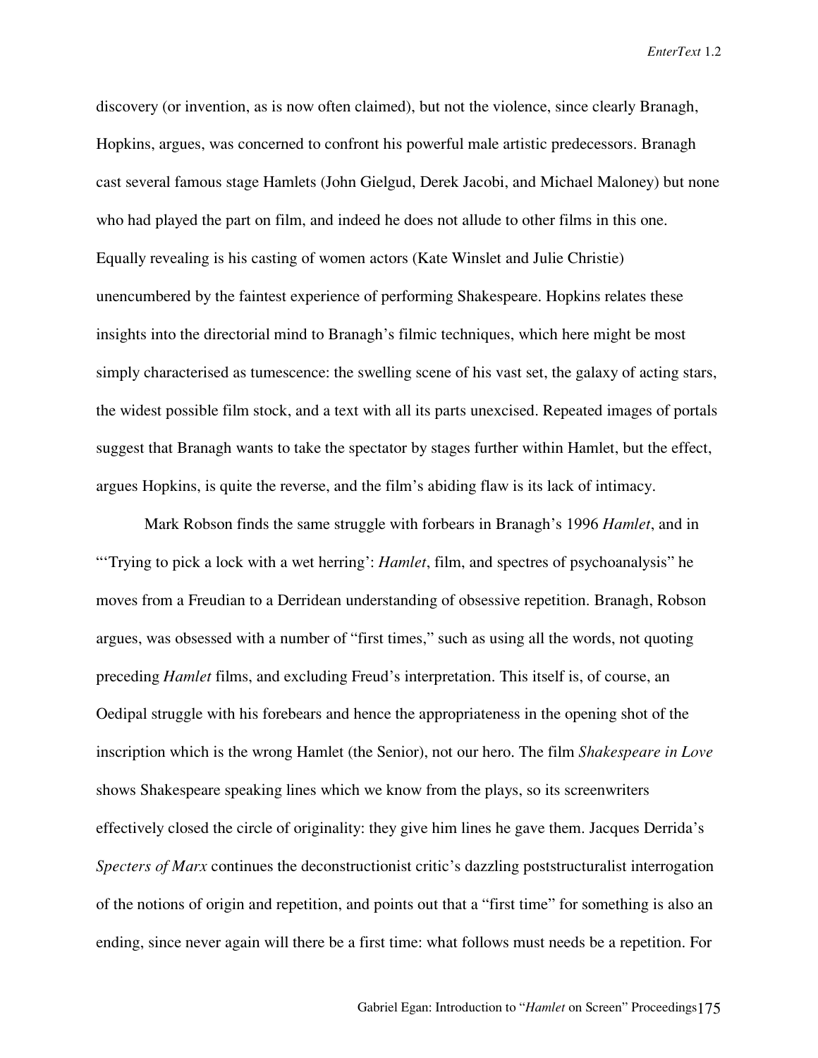discovery (or invention, as is now often claimed), but not the violence, since clearly Branagh, Hopkins, argues, was concerned to confront his powerful male artistic predecessors. Branagh cast several famous stage Hamlets (John Gielgud, Derek Jacobi, and Michael Maloney) but none who had played the part on film, and indeed he does not allude to other films in this one. Equally revealing is his casting of women actors (Kate Winslet and Julie Christie) unencumbered by the faintest experience of performing Shakespeare. Hopkins relates these insights into the directorial mind to Branagh's filmic techniques, which here might be most simply characterised as tumescence: the swelling scene of his vast set, the galaxy of acting stars, the widest possible film stock, and a text with all its parts unexcised. Repeated images of portals suggest that Branagh wants to take the spectator by stages further within Hamlet, but the effect, argues Hopkins, is quite the reverse, and the film's abiding flaw is its lack of intimacy.

Mark Robson finds the same struggle with forbears in Branagh's 1996 *Hamlet*, and in "'Trying to pick a lock with a wet herring': *Hamlet*, film, and spectres of psychoanalysis" he moves from a Freudian to a Derridean understanding of obsessive repetition. Branagh, Robson argues, was obsessed with a number of "first times," such as using all the words, not quoting preceding *Hamlet* films, and excluding Freud's interpretation. This itself is, of course, an Oedipal struggle with his forebears and hence the appropriateness in the opening shot of the inscription which is the wrong Hamlet (the Senior), not our hero. The film *Shakespeare in Love* shows Shakespeare speaking lines which we know from the plays, so its screenwriters effectively closed the circle of originality: they give him lines he gave them. Jacques Derrida's *Specters of Marx* continues the deconstructionist critic's dazzling poststructuralist interrogation of the notions of origin and repetition, and points out that a "first time" for something is also an ending, since never again will there be a first time: what follows must needs be a repetition. For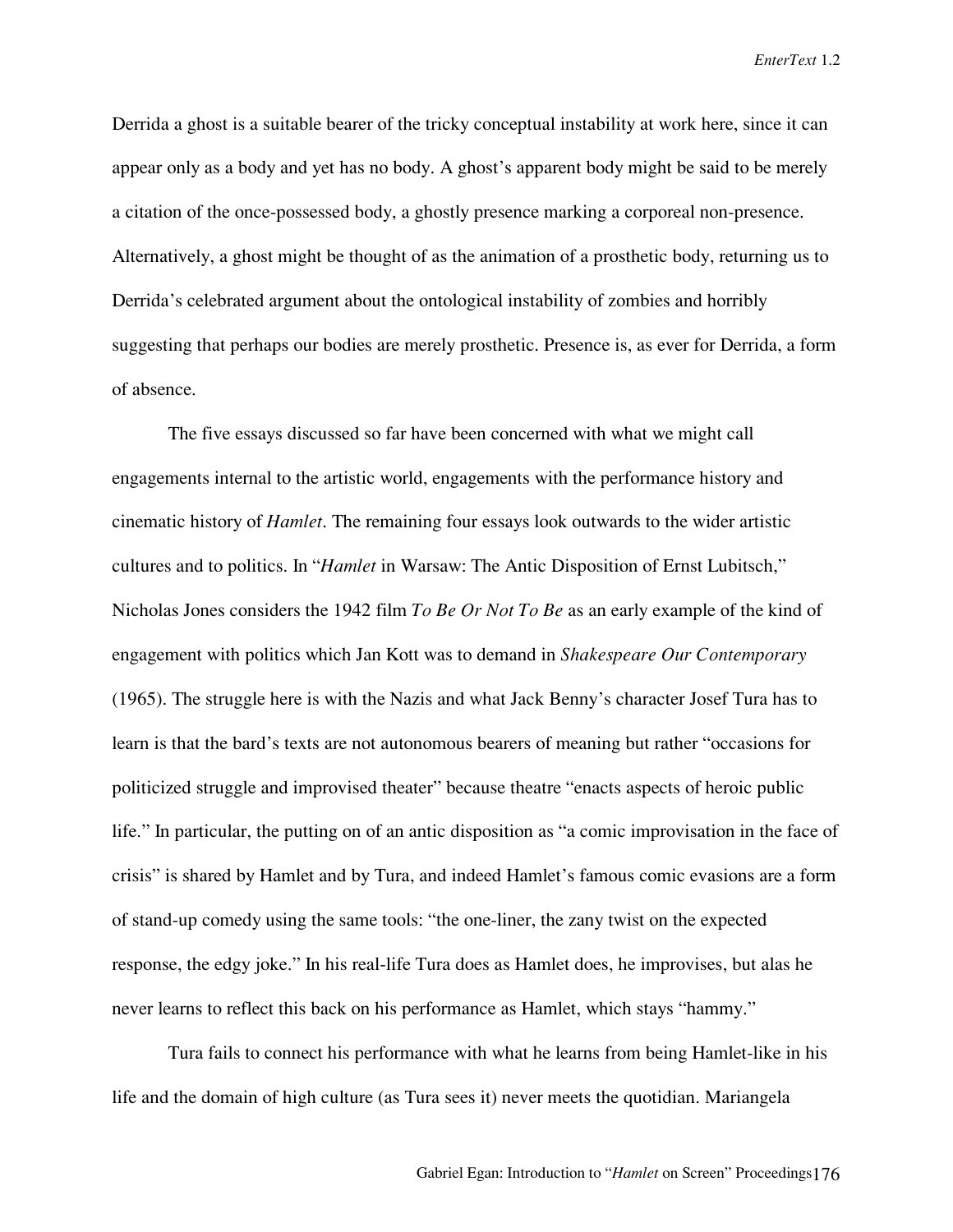Derrida a ghost is a suitable bearer of the tricky conceptual instability at work here, since it can appear only as a body and yet has no body. A ghost's apparent body might be said to be merely a citation of the once-possessed body, a ghostly presence marking a corporeal non-presence. Alternatively, a ghost might be thought of as the animation of a prosthetic body, returning us to Derrida's celebrated argument about the ontological instability of zombies and horribly suggesting that perhaps our bodies are merely prosthetic. Presence is, as ever for Derrida, a form of absence.

The five essays discussed so far have been concerned with what we might call engagements internal to the artistic world, engagements with the performance history and cinematic history of *Hamlet*. The remaining four essays look outwards to the wider artistic cultures and to politics. In "*Hamlet* in Warsaw: The Antic Disposition of Ernst Lubitsch," Nicholas Jones considers the 1942 film *To Be Or Not To Be* as an early example of the kind of engagement with politics which Jan Kott was to demand in *Shakespeare Our Contemporary* (1965). The struggle here is with the Nazis and what Jack Benny's character Josef Tura has to learn is that the bard's texts are not autonomous bearers of meaning but rather "occasions for politicized struggle and improvised theater" because theatre "enacts aspects of heroic public life." In particular, the putting on of an antic disposition as "a comic improvisation in the face of crisis" is shared by Hamlet and by Tura, and indeed Hamlet's famous comic evasions are a form of stand-up comedy using the same tools: "the one-liner, the zany twist on the expected response, the edgy joke." In his real-life Tura does as Hamlet does, he improvises, but alas he never learns to reflect this back on his performance as Hamlet, which stays "hammy."

Tura fails to connect his performance with what he learns from being Hamlet-like in his life and the domain of high culture (as Tura sees it) never meets the quotidian. Mariangela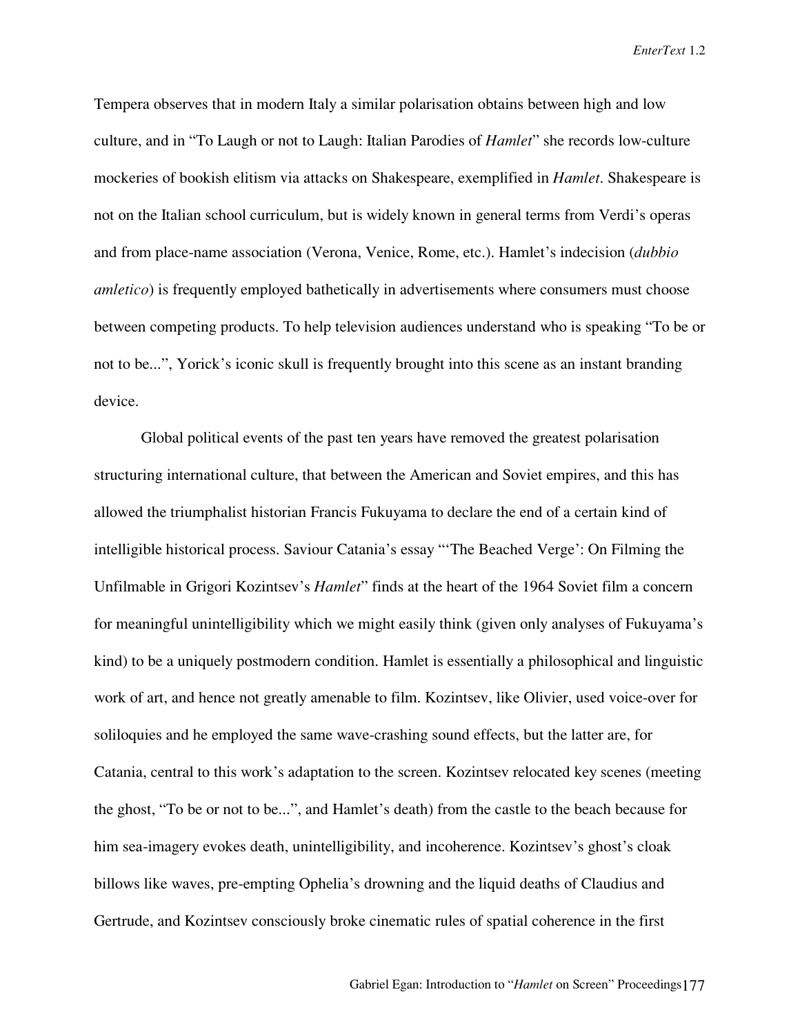Tempera observes that in modern Italy a similar polarisation obtains between high and low culture, and in "To Laugh or not to Laugh: Italian Parodies of *Hamlet*" she records low-culture mockeries of bookish elitism via attacks on Shakespeare, exemplified in *Hamlet*. Shakespeare is not on the Italian school curriculum, but is widely known in general terms from Verdi's operas and from place-name association (Verona, Venice, Rome, etc.). Hamlet's indecision (*dubbio amletico*) is frequently employed bathetically in advertisements where consumers must choose between competing products. To help television audiences understand who is speaking "To be or not to be...", Yorick's iconic skull is frequently brought into this scene as an instant branding device.

Global political events of the past ten years have removed the greatest polarisation structuring international culture, that between the American and Soviet empires, and this has allowed the triumphalist historian Francis Fukuyama to declare the end of a certain kind of intelligible historical process. Saviour Catania's essay "'The Beached Verge': On Filming the Unfilmable in Grigori Kozintsev's *Hamlet*" finds at the heart of the 1964 Soviet film a concern for meaningful unintelligibility which we might easily think (given only analyses of Fukuyama's kind) to be a uniquely postmodern condition. Hamlet is essentially a philosophical and linguistic work of art, and hence not greatly amenable to film. Kozintsev, like Olivier, used voice-over for soliloquies and he employed the same wave-crashing sound effects, but the latter are, for Catania, central to this work's adaptation to the screen. Kozintsev relocated key scenes (meeting the ghost, "To be or not to be...", and Hamlet's death) from the castle to the beach because for him sea-imagery evokes death, unintelligibility, and incoherence. Kozintsev's ghost's cloak billows like waves, pre-empting Ophelia's drowning and the liquid deaths of Claudius and Gertrude, and Kozintsev consciously broke cinematic rules of spatial coherence in the first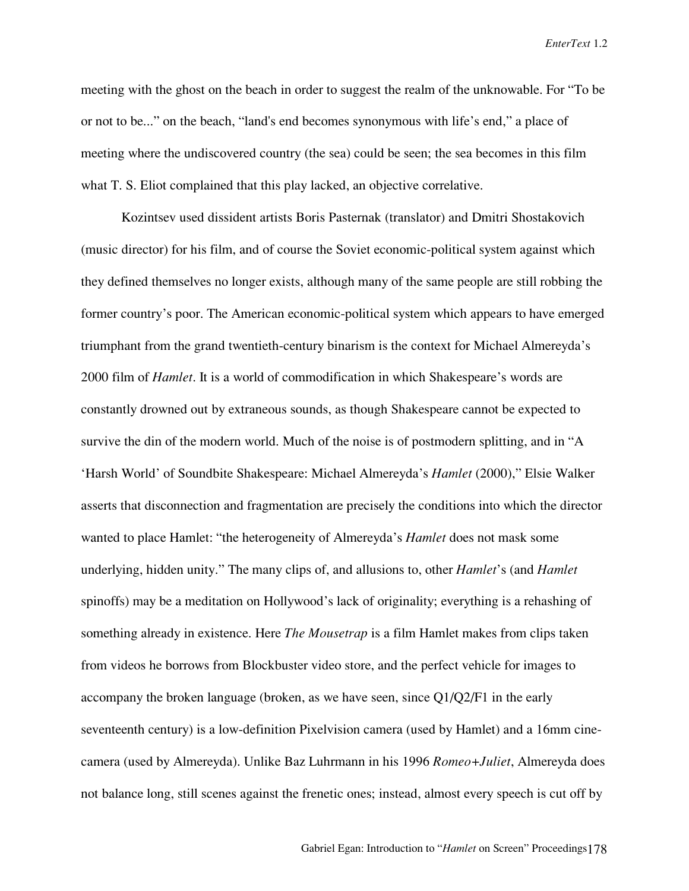meeting with the ghost on the beach in order to suggest the realm of the unknowable. For "To be or not to be..." on the beach, "land's end becomes synonymous with life's end," a place of meeting where the undiscovered country (the sea) could be seen; the sea becomes in this film what T. S. Eliot complained that this play lacked, an objective correlative.

Kozintsev used dissident artists Boris Pasternak (translator) and Dmitri Shostakovich (music director) for his film, and of course the Soviet economic-political system against which they defined themselves no longer exists, although many of the same people are still robbing the former country's poor. The American economic-political system which appears to have emerged triumphant from the grand twentieth-century binarism is the context for Michael Almereyda's 2000 film of *Hamlet*. It is a world of commodification in which Shakespeare's words are constantly drowned out by extraneous sounds, as though Shakespeare cannot be expected to survive the din of the modern world. Much of the noise is of postmodern splitting, and in "A 'Harsh World' of Soundbite Shakespeare: Michael Almereyda's *Hamlet* (2000)," Elsie Walker asserts that disconnection and fragmentation are precisely the conditions into which the director wanted to place Hamlet: "the heterogeneity of Almereyda's *Hamlet* does not mask some underlying, hidden unity." The many clips of, and allusions to, other *Hamlet*'s (and *Hamlet* spinoffs) may be a meditation on Hollywood's lack of originality; everything is a rehashing of something already in existence. Here *The Mousetrap* is a film Hamlet makes from clips taken from videos he borrows from Blockbuster video store, and the perfect vehicle for images to accompany the broken language (broken, as we have seen, since Q1/Q2/F1 in the early seventeenth century) is a low-definition Pixelvision camera (used by Hamlet) and a 16mm cine-camera (used by Almereyda). Unlike Baz Luhrmann in his 1996 *Romeo+Juliet*, Almereyda does not balance long, still scenes against the frenetic ones; instead, almost every speech is cut off by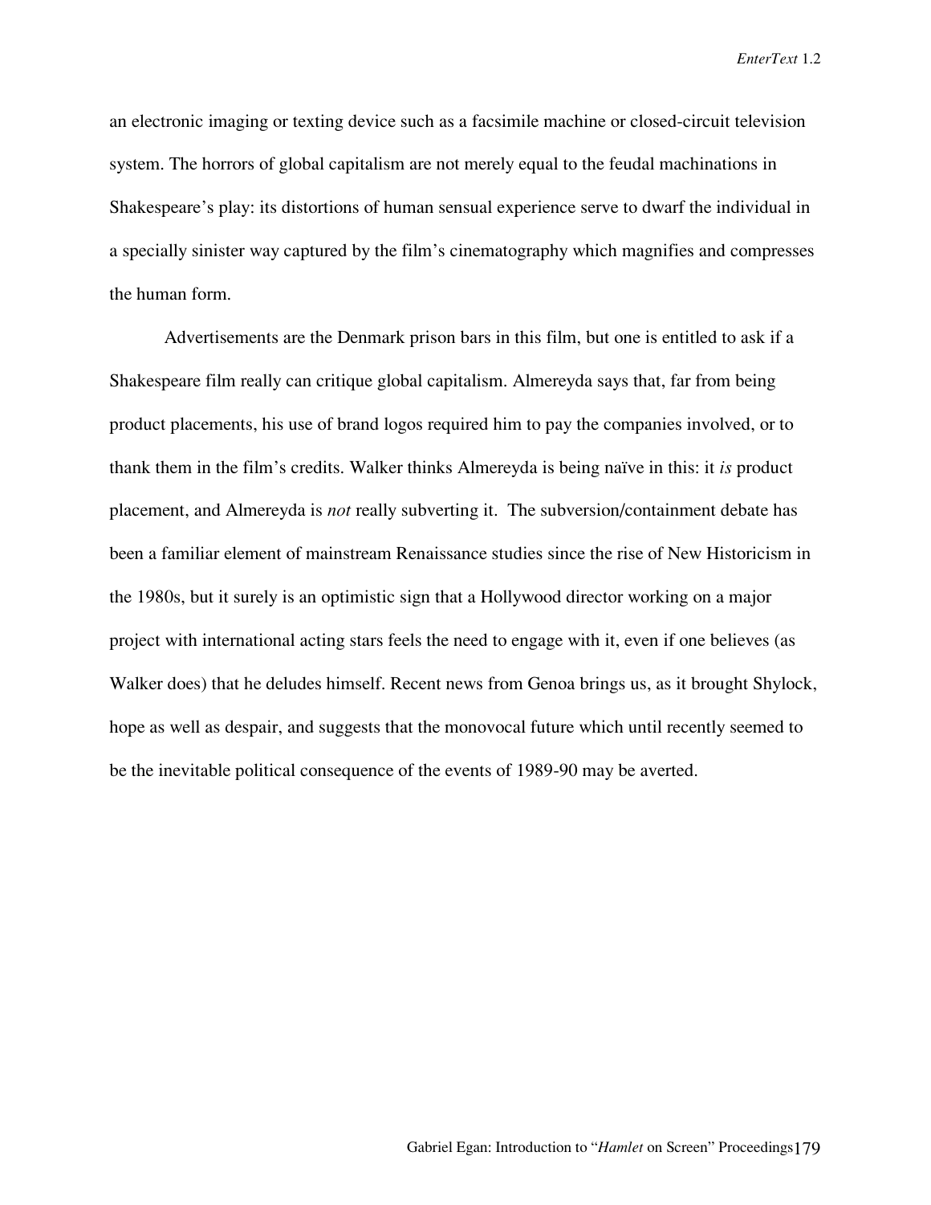an electronic imaging or texting device such as a facsimile machine or closed-circuit television system. The horrors of global capitalism are not merely equal to the feudal machinations in Shakespeare's play: its distortions of human sensual experience serve to dwarf the individual in a specially sinister way captured by the film's cinematography which magnifies and compresses the human form.

Advertisements are the Denmark prison bars in this film, but one is entitled to ask if a Shakespeare film really can critique global capitalism. Almereyda says that, far from being product placements, his use of brand logos required him to pay the companies involved, or to thank them in the film's credits. Walker thinks Almereyda is being naïve in this: it *is* product placement, and Almereyda is *not* really subverting it. The subversion/containment debate has been a familiar element of mainstream Renaissance studies since the rise of New Historicism in the 1980s, but it surely is an optimistic sign that a Hollywood director working on a major project with international acting stars feels the need to engage with it, even if one believes (as Walker does) that he deludes himself. Recent news from Genoa brings us, as it brought Shylock, hope as well as despair, and suggests that the monovocal future which until recently seemed to be the inevitable political consequence of the events of 1989-90 may be averted.